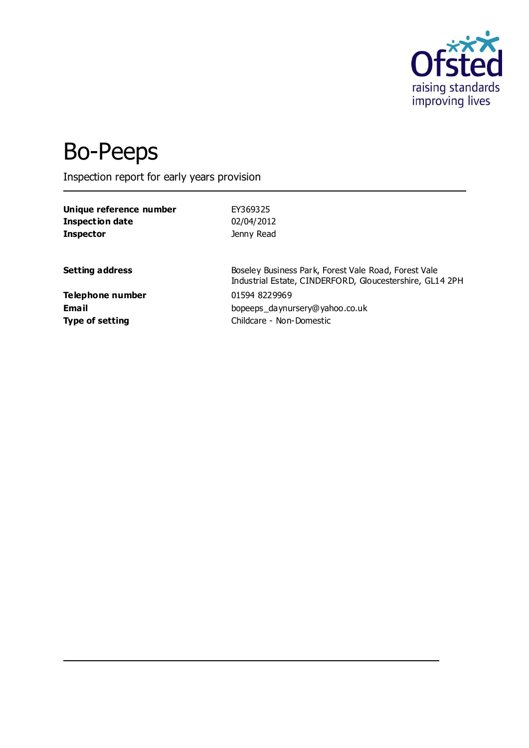# Bo-Peeps

Inspection report for early years provision

| | |
|---|---|
| **Unique reference number** | EY369325 |
| **Inspection date** | 02/04/2012 |
| **Inspector** | Jenny Read |

| | |
|---|---|
| **Setting address** | Boseley Business Park, Forest Vale Road, Forest Vale Industrial Estate, CINDERFORD, Gloucestershire, GL14 2PH |
| **Telephone number** | 01594 8229969 |
| **Email** | bopeeps_daynursery@yahoo.co.uk |
| **Type of setting** | Childcare - Non-Domestic |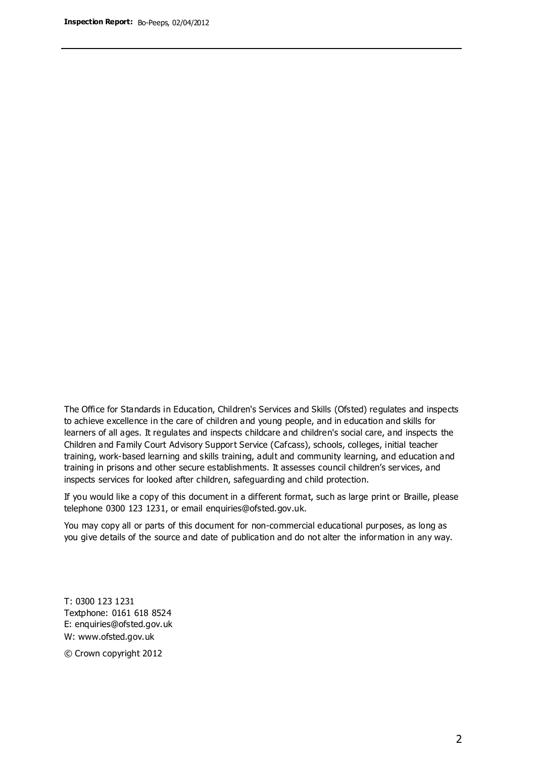The Office for Standards in Education, Children's Services and Skills (Ofsted) regulates and inspects to achieve excellence in the care of children and young people, and in education and skills for learners of all ages. It regulates and inspects childcare and children's social care, and inspects the Children and Family Court Advisory Support Service (Cafcass), schools, colleges, initial teacher training, work-based learning and skills training, adult and community learning, and education and training in prisons and other secure establishments. It assesses council children's services, and inspects services for looked after children, safeguarding and child protection.

If you would like a copy of this document in a different format, such as large print or Braille, please telephone 0300 123 1231, or email enquiries@ofsted.gov.uk.

You may copy all or parts of this document for non-commercial educational purposes, as long as you give details of the source and date of publication and do not alter the information in any way.

T: 0300 123 1231
Textphone: 0161 618 8524
E: enquiries@ofsted.gov.uk
W: www.ofsted.gov.uk

© Crown copyright 2012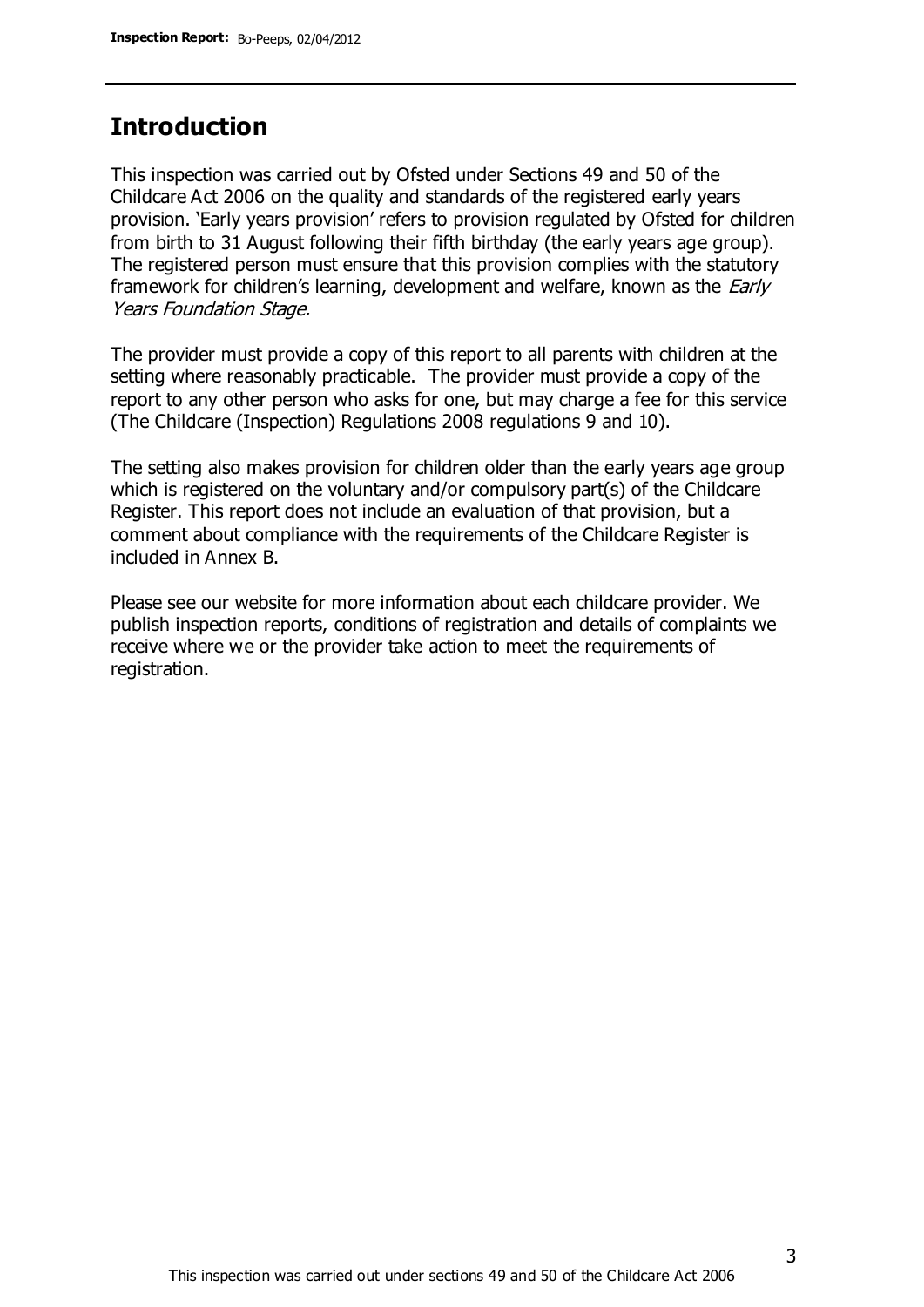## Introduction

This inspection was carried out by Ofsted under Sections 49 and 50 of the Childcare Act 2006 on the quality and standards of the registered early years provision. 'Early years provision' refers to provision regulated by Ofsted for children from birth to 31 August following their fifth birthday (the early years age group). The registered person must ensure that this provision complies with the statutory framework for children's learning, development and welfare, known as the *Early Years Foundation Stage.*

The provider must provide a copy of this report to all parents with children at the setting where reasonably practicable. The provider must provide a copy of the report to any other person who asks for one, but may charge a fee for this service (The Childcare (Inspection) Regulations 2008 regulations 9 and 10).

The setting also makes provision for children older than the early years age group which is registered on the voluntary and/or compulsory part(s) of the Childcare Register. This report does not include an evaluation of that provision, but a comment about compliance with the requirements of the Childcare Register is included in Annex B.

Please see our website for more information about each childcare provider. We publish inspection reports, conditions of registration and details of complaints we receive where we or the provider take action to meet the requirements of registration.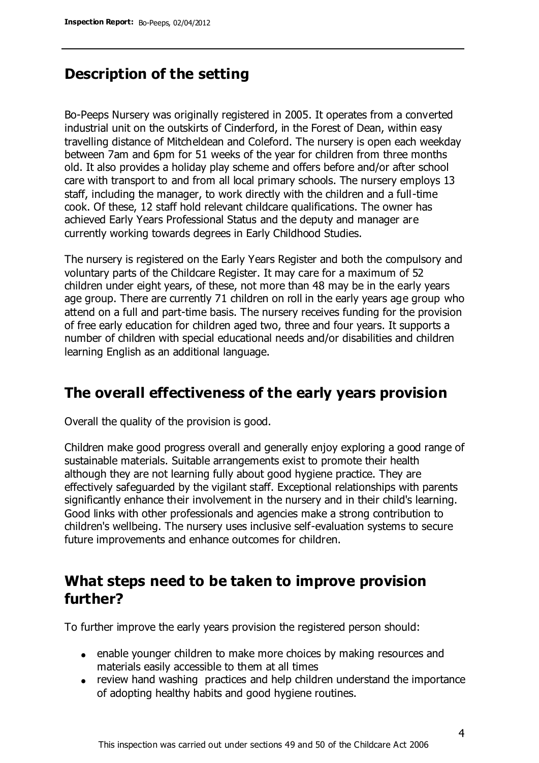## Description of the setting

Bo-Peeps Nursery was originally registered in 2005. It operates from a converted industrial unit on the outskirts of Cinderford, in the Forest of Dean, within easy travelling distance of Mitcheldean and Coleford. The nursery is open each weekday between 7am and 6pm for 51 weeks of the year for children from three months old. It also provides a holiday play scheme and offers before and/or after school care with transport to and from all local primary schools. The nursery employs 13 staff, including the manager, to work directly with the children and a full-time cook. Of these, 12 staff hold relevant childcare qualifications. The owner has achieved Early Years Professional Status and the deputy and manager are currently working towards degrees in Early Childhood Studies.

The nursery is registered on the Early Years Register and both the compulsory and voluntary parts of the Childcare Register. It may care for a maximum of 52 children under eight years, of these, not more than 48 may be in the early years age group. There are currently 71 children on roll in the early years age group who attend on a full and part-time basis. The nursery receives funding for the provision of free early education for children aged two, three and four years. It supports a number of children with special educational needs and/or disabilities and children learning English as an additional language.

## The overall effectiveness of the early years provision

Overall the quality of the provision is good.

Children make good progress overall and generally enjoy exploring a good range of sustainable materials. Suitable arrangements exist to promote their health although they are not learning fully about good hygiene practice. They are effectively safeguarded by the vigilant staff. Exceptional relationships with parents significantly enhance their involvement in the nursery and in their child's learning. Good links with other professionals and agencies make a strong contribution to children's wellbeing. The nursery uses inclusive self-evaluation systems to secure future improvements and enhance outcomes for children.

## What steps need to be taken to improve provision further?

To further improve the early years provision the registered person should:

- enable younger children to make more choices by making resources and materials easily accessible to them at all times
- review hand washing practices and help children understand the importance of adopting healthy habits and good hygiene routines.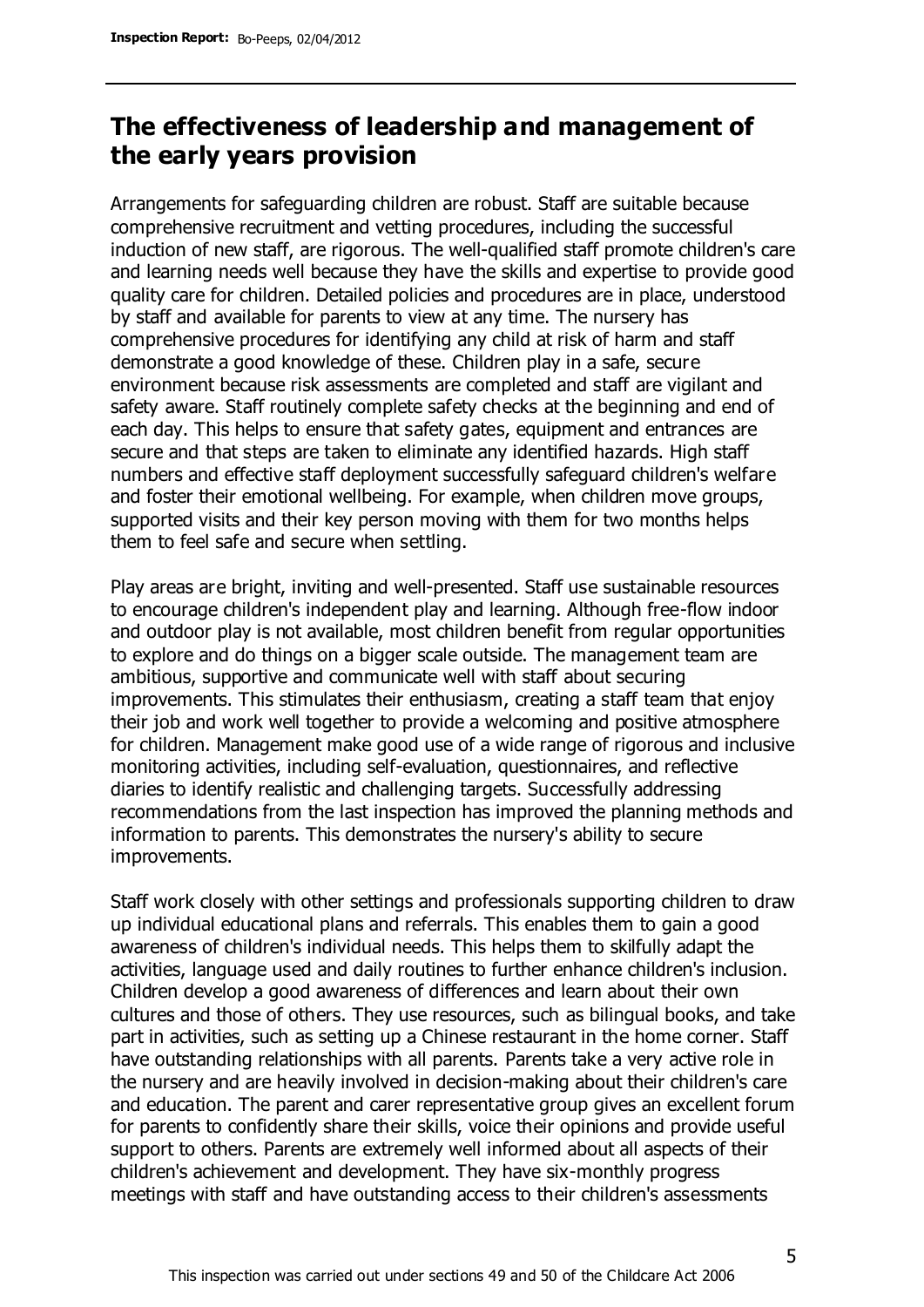## The effectiveness of leadership and management of the early years provision

Arrangements for safeguarding children are robust. Staff are suitable because comprehensive recruitment and vetting procedures, including the successful induction of new staff, are rigorous. The well-qualified staff promote children's care and learning needs well because they have the skills and expertise to provide good quality care for children. Detailed policies and procedures are in place, understood by staff and available for parents to view at any time. The nursery has comprehensive procedures for identifying any child at risk of harm and staff demonstrate a good knowledge of these. Children play in a safe, secure environment because risk assessments are completed and staff are vigilant and safety aware. Staff routinely complete safety checks at the beginning and end of each day. This helps to ensure that safety gates, equipment and entrances are secure and that steps are taken to eliminate any identified hazards. High staff numbers and effective staff deployment successfully safeguard children's welfare and foster their emotional wellbeing. For example, when children move groups, supported visits and their key person moving with them for two months helps them to feel safe and secure when settling.

Play areas are bright, inviting and well-presented. Staff use sustainable resources to encourage children's independent play and learning. Although free-flow indoor and outdoor play is not available, most children benefit from regular opportunities to explore and do things on a bigger scale outside. The management team are ambitious, supportive and communicate well with staff about securing improvements. This stimulates their enthusiasm, creating a staff team that enjoy their job and work well together to provide a welcoming and positive atmosphere for children. Management make good use of a wide range of rigorous and inclusive monitoring activities, including self-evaluation, questionnaires, and reflective diaries to identify realistic and challenging targets. Successfully addressing recommendations from the last inspection has improved the planning methods and information to parents. This demonstrates the nursery's ability to secure improvements.

Staff work closely with other settings and professionals supporting children to draw up individual educational plans and referrals. This enables them to gain a good awareness of children's individual needs. This helps them to skilfully adapt the activities, language used and daily routines to further enhance children's inclusion. Children develop a good awareness of differences and learn about their own cultures and those of others. They use resources, such as bilingual books, and take part in activities, such as setting up a Chinese restaurant in the home corner. Staff have outstanding relationships with all parents. Parents take a very active role in the nursery and are heavily involved in decision-making about their children's care and education. The parent and carer representative group gives an excellent forum for parents to confidently share their skills, voice their opinions and provide useful support to others. Parents are extremely well informed about all aspects of their children's achievement and development. They have six-monthly progress meetings with staff and have outstanding access to their children's assessments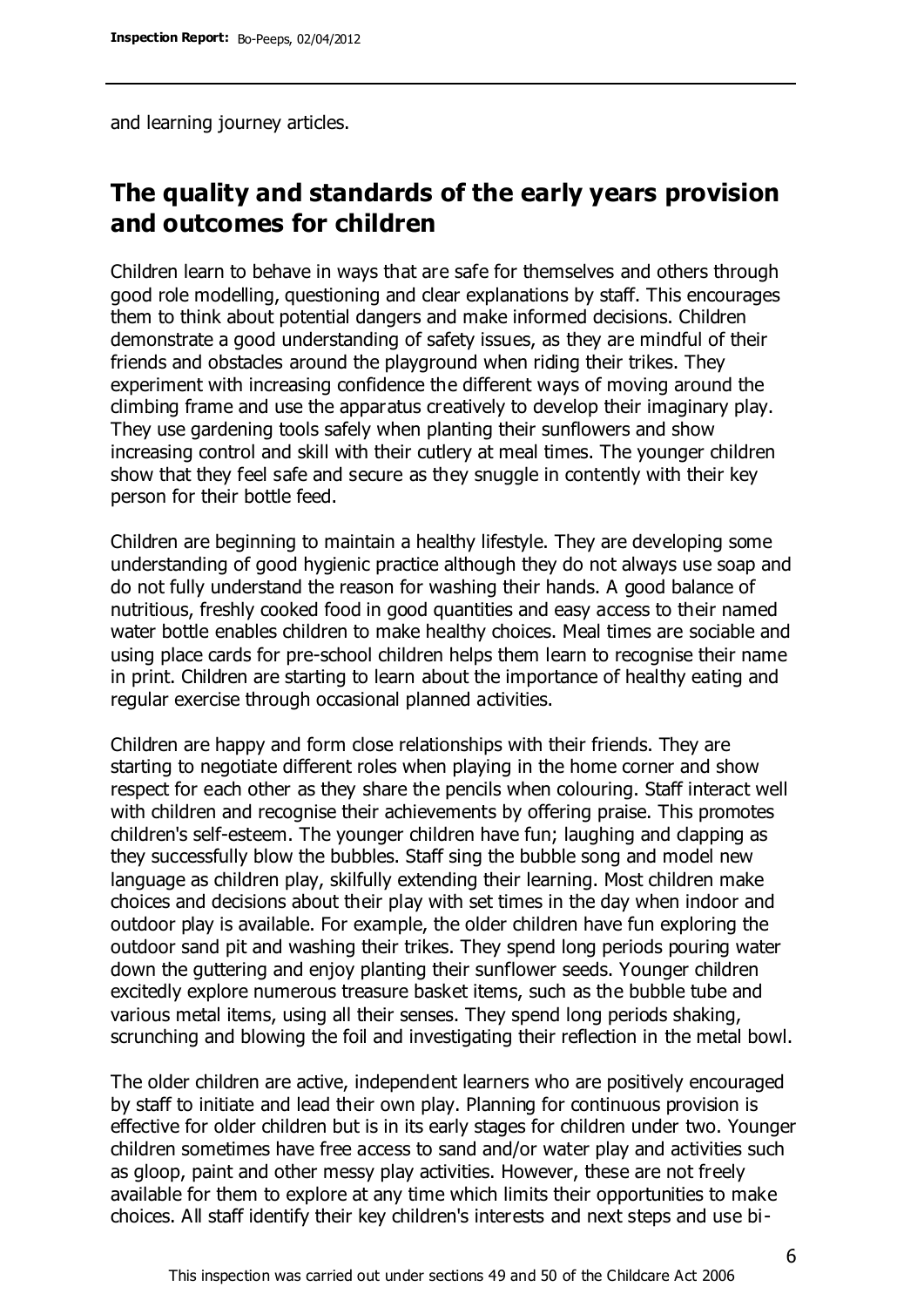and learning journey articles.

## The quality and standards of the early years provision and outcomes for children

Children learn to behave in ways that are safe for themselves and others through good role modelling, questioning and clear explanations by staff. This encourages them to think about potential dangers and make informed decisions. Children demonstrate a good understanding of safety issues, as they are mindful of their friends and obstacles around the playground when riding their trikes. They experiment with increasing confidence the different ways of moving around the climbing frame and use the apparatus creatively to develop their imaginary play. They use gardening tools safely when planting their sunflowers and show increasing control and skill with their cutlery at meal times. The younger children show that they feel safe and secure as they snuggle in contently with their key person for their bottle feed.

Children are beginning to maintain a healthy lifestyle. They are developing some understanding of good hygienic practice although they do not always use soap and do not fully understand the reason for washing their hands. A good balance of nutritious, freshly cooked food in good quantities and easy access to their named water bottle enables children to make healthy choices. Meal times are sociable and using place cards for pre-school children helps them learn to recognise their name in print. Children are starting to learn about the importance of healthy eating and regular exercise through occasional planned activities.

Children are happy and form close relationships with their friends. They are starting to negotiate different roles when playing in the home corner and show respect for each other as they share the pencils when colouring. Staff interact well with children and recognise their achievements by offering praise. This promotes children's self-esteem. The younger children have fun; laughing and clapping as they successfully blow the bubbles. Staff sing the bubble song and model new language as children play, skilfully extending their learning. Most children make choices and decisions about their play with set times in the day when indoor and outdoor play is available. For example, the older children have fun exploring the outdoor sand pit and washing their trikes. They spend long periods pouring water down the guttering and enjoy planting their sunflower seeds. Younger children excitedly explore numerous treasure basket items, such as the bubble tube and various metal items, using all their senses. They spend long periods shaking, scrunching and blowing the foil and investigating their reflection in the metal bowl.

The older children are active, independent learners who are positively encouraged by staff to initiate and lead their own play. Planning for continuous provision is effective for older children but is in its early stages for children under two. Younger children sometimes have free access to sand and/or water play and activities such as gloop, paint and other messy play activities. However, these are not freely available for them to explore at any time which limits their opportunities to make choices. All staff identify their key children's interests and next steps and use bi-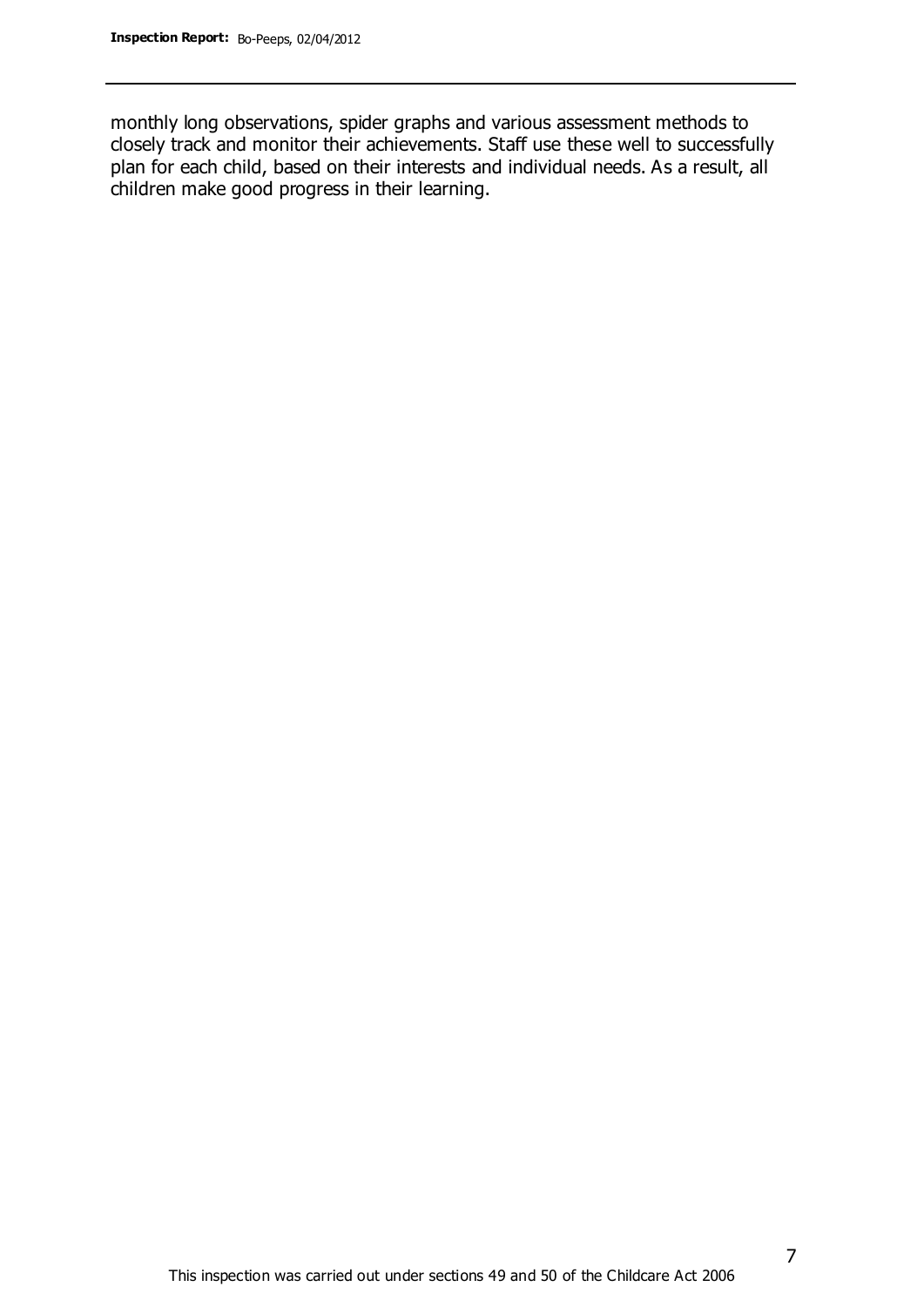monthly long observations, spider graphs and various assessment methods to closely track and monitor their achievements. Staff use these well to successfully plan for each child, based on their interests and individual needs. As a result, all children make good progress in their learning.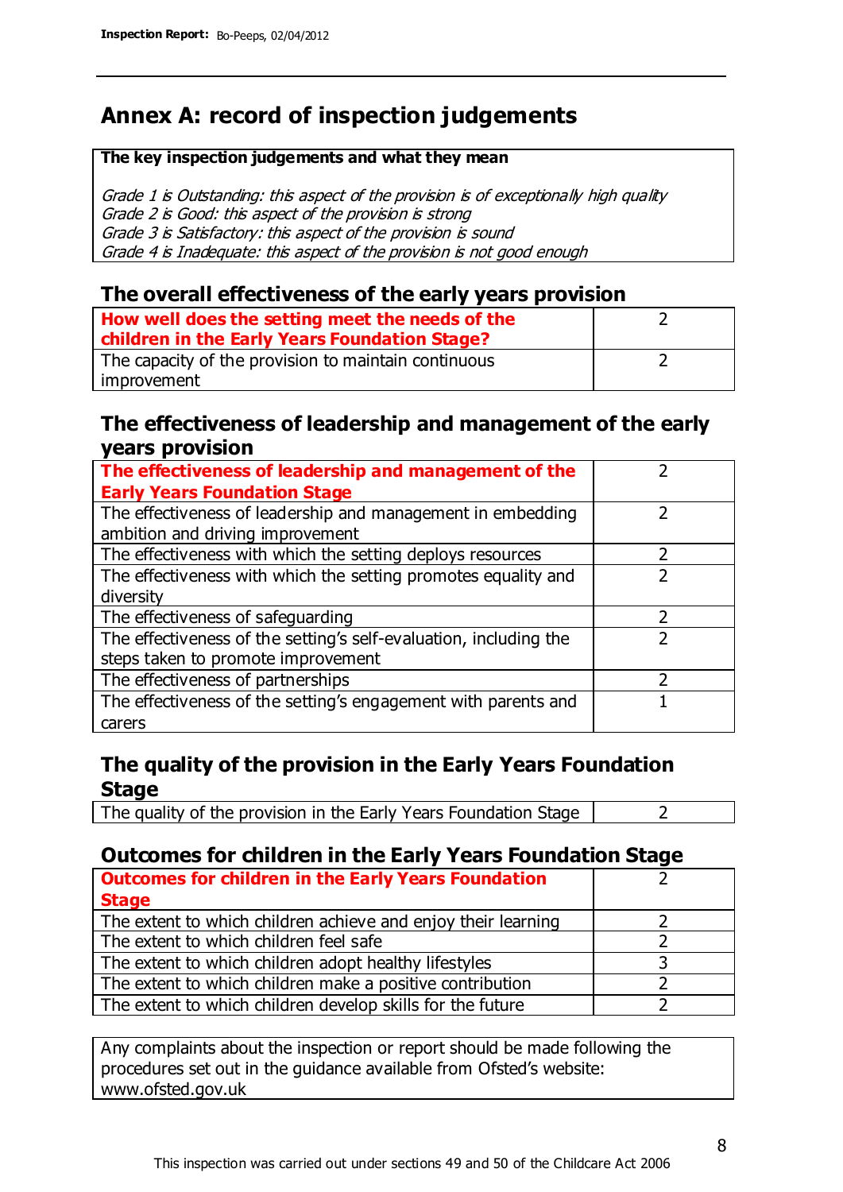# Annex A: record of inspection judgements

| The key inspection judgements and what they mean |
|---|
| *Grade 1 is Outstanding: this aspect of the provision is of exceptionally high quality*<br>*Grade 2 is Good: this aspect of the provision is strong*<br>*Grade 3 is Satisfactory: this aspect of the provision is sound*<br>*Grade 4 is Inadequate: this aspect of the provision is not good enough* |

## The overall effectiveness of the early years provision

| | |
|---|---|
| **How well does the setting meet the needs of the children in the Early Years Foundation Stage?** | 2 |
| The capacity of the provision to maintain continuous improvement | 2 |

## The effectiveness of leadership and management of the early years provision

| | |
|---|---|
| **The effectiveness of leadership and management of the Early Years Foundation Stage** | 2 |
| The effectiveness of leadership and management in embedding ambition and driving improvement | 2 |
| The effectiveness with which the setting deploys resources | 2 |
| The effectiveness with which the setting promotes equality and diversity | 2 |
| The effectiveness of safeguarding | 2 |
| The effectiveness of the setting's self-evaluation, including the steps taken to promote improvement | 2 |
| The effectiveness of partnerships | 2 |
| The effectiveness of the setting's engagement with parents and carers | 1 |

## The quality of the provision in the Early Years Foundation Stage

| | |
|---|---|
| The quality of the provision in the Early Years Foundation Stage | 2 |

## Outcomes for children in the Early Years Foundation Stage

| | |
|---|---|
| **Outcomes for children in the Early Years Foundation Stage** | 2 |
| The extent to which children achieve and enjoy their learning | 2 |
| The extent to which children feel safe | 2 |
| The extent to which children adopt healthy lifestyles | 3 |
| The extent to which children make a positive contribution | 2 |
| The extent to which children develop skills for the future | 2 |

Any complaints about the inspection or report should be made following the procedures set out in the guidance available from Ofsted's website: www.ofsted.gov.uk

This inspection was carried out under sections 49 and 50 of the Childcare Act 2006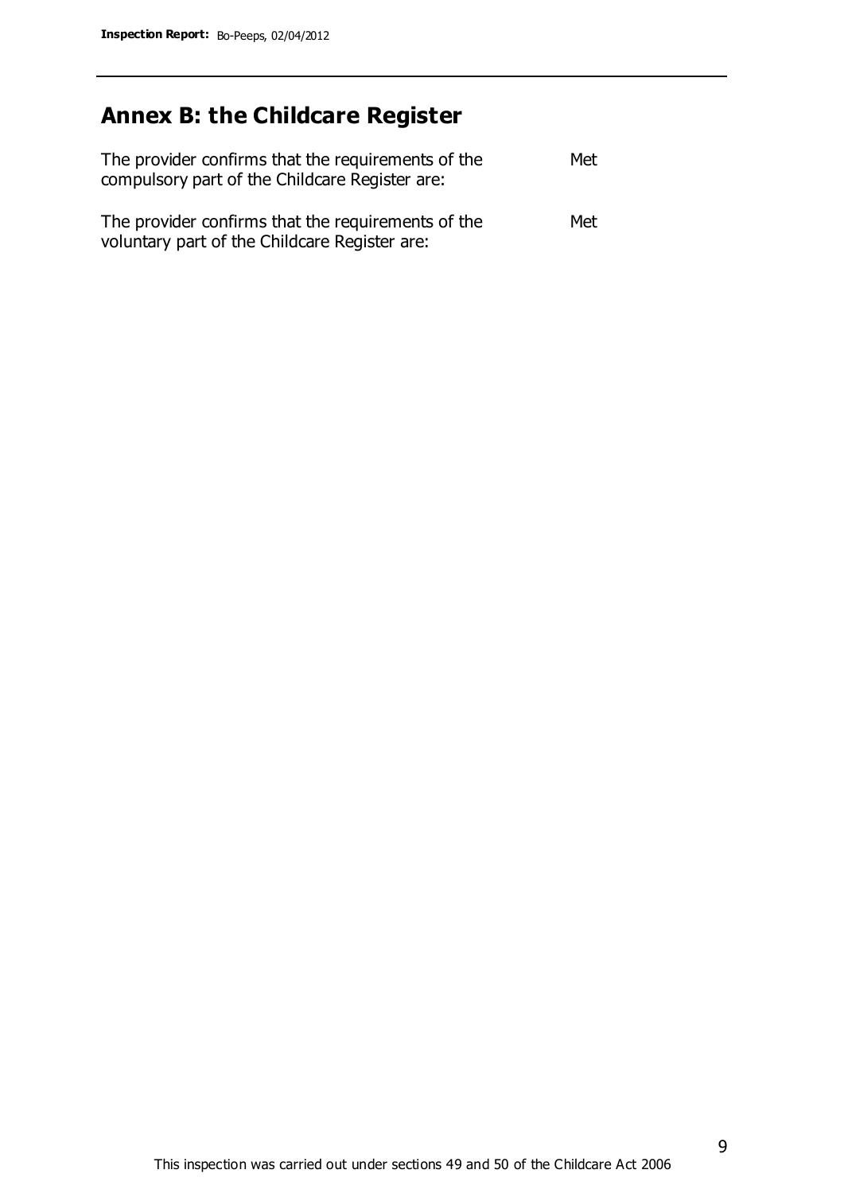## Annex B: the Childcare Register

| | |
|---|---|
| The provider confirms that the requirements of the compulsory part of the Childcare Register are: | Met |
| The provider confirms that the requirements of the voluntary part of the Childcare Register are: | Met |